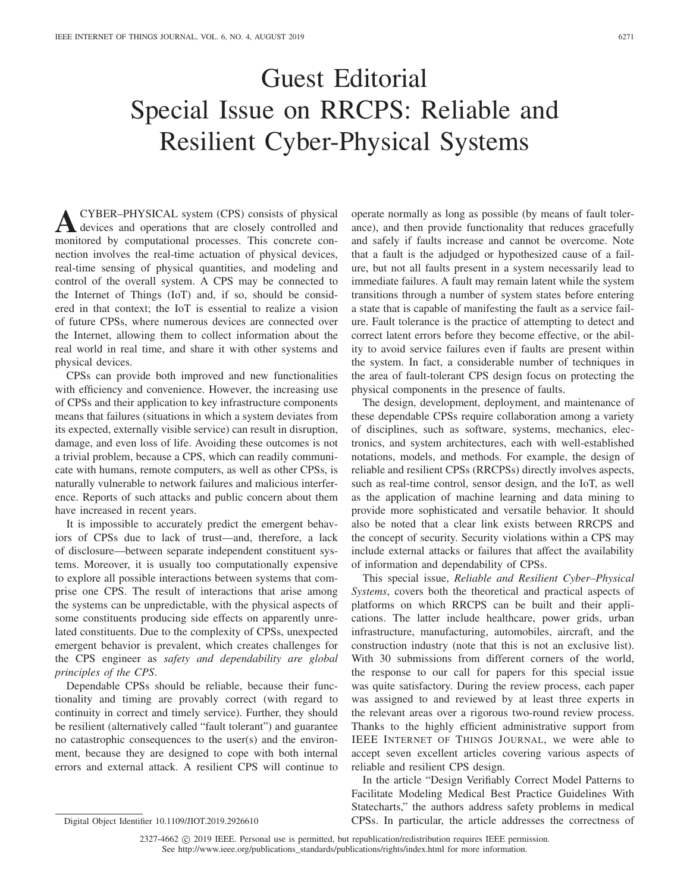# Guest Editorial
# Special Issue on RRCPS: Reliable and Resilient Cyber-Physical Systems

A CYBER–PHYSICAL system (CPS) consists of physical devices and operations that are closely controlled and monitored by computational processes. This concrete connection involves the real-time actuation of physical devices, real-time sensing of physical quantities, and modeling and control of the overall system. A CPS may be connected to the Internet of Things (IoT) and, if so, should be considered in that context; the IoT is essential to realize a vision of future CPSs, where numerous devices are connected over the Internet, allowing them to collect information about the real world in real time, and share it with other systems and physical devices.

CPSs can provide both improved and new functionalities with efficiency and convenience. However, the increasing use of CPSs and their application to key infrastructure components means that failures (situations in which a system deviates from its expected, externally visible service) can result in disruption, damage, and even loss of life. Avoiding these outcomes is not a trivial problem, because a CPS, which can readily communicate with humans, remote computers, as well as other CPSs, is naturally vulnerable to network failures and malicious interference. Reports of such attacks and public concern about them have increased in recent years.

It is impossible to accurately predict the emergent behaviors of CPSs due to lack of trust—and, therefore, a lack of disclosure—between separate independent constituent systems. Moreover, it is usually too computationally expensive to explore all possible interactions between systems that comprise one CPS. The result of interactions that arise among the systems can be unpredictable, with the physical aspects of some constituents producing side effects on apparently unrelated constituents. Due to the complexity of CPSs, unexpected emergent behavior is prevalent, which creates challenges for the CPS engineer as *safety and dependability are global principles of the CPS*.

Dependable CPSs should be reliable, because their functionality and timing are provably correct (with regard to continuity in correct and timely service). Further, they should be resilient (alternatively called "fault tolerant") and guarantee no catastrophic consequences to the user(s) and the environment, because they are designed to cope with both internal errors and external attack. A resilient CPS will continue to operate normally as long as possible (by means of fault tolerance), and then provide functionality that reduces gracefully and safely if faults increase and cannot be overcome. Note that a fault is the adjudged or hypothesized cause of a failure, but not all faults present in a system necessarily lead to immediate failures. A fault may remain latent while the system transitions through a number of system states before entering a state that is capable of manifesting the fault as a service failure. Fault tolerance is the practice of attempting to detect and correct latent errors before they become effective, or the ability to avoid service failures even if faults are present within the system. In fact, a considerable number of techniques in the area of fault-tolerant CPS design focus on protecting the physical components in the presence of faults.

The design, development, deployment, and maintenance of these dependable CPSs require collaboration among a variety of disciplines, such as software, systems, mechanics, electronics, and system architectures, each with well-established notations, models, and methods. For example, the design of reliable and resilient CPSs (RRCPSs) directly involves aspects, such as real-time control, sensor design, and the IoT, as well as the application of machine learning and data mining to provide more sophisticated and versatile behavior. It should also be noted that a clear link exists between RRCPS and the concept of security. Security violations within a CPS may include external attacks or failures that affect the availability of information and dependability of CPSs.

This special issue, *Reliable and Resilient Cyber–Physical Systems*, covers both the theoretical and practical aspects of platforms on which RRCPS can be built and their applications. The latter include healthcare, power grids, urban infrastructure, manufacturing, automobiles, aircraft, and the construction industry (note that this is not an exclusive list). With 30 submissions from different corners of the world, the response to our call for papers for this special issue was quite satisfactory. During the review process, each paper was assigned to and reviewed by at least three experts in the relevant areas over a rigorous two-round review process. Thanks to the highly efficient administrative support from IEEE INTERNET OF THINGS JOURNAL, we were able to accept seven excellent articles covering various aspects of reliable and resilient CPS design.

In the article "Design Verifiably Correct Model Patterns to Facilitate Modeling Medical Best Practice Guidelines With Statecharts," the authors address safety problems in medical CPSs. In particular, the article addresses the correctness of

Digital Object Identifier 10.1109/JIOT.2019.2926610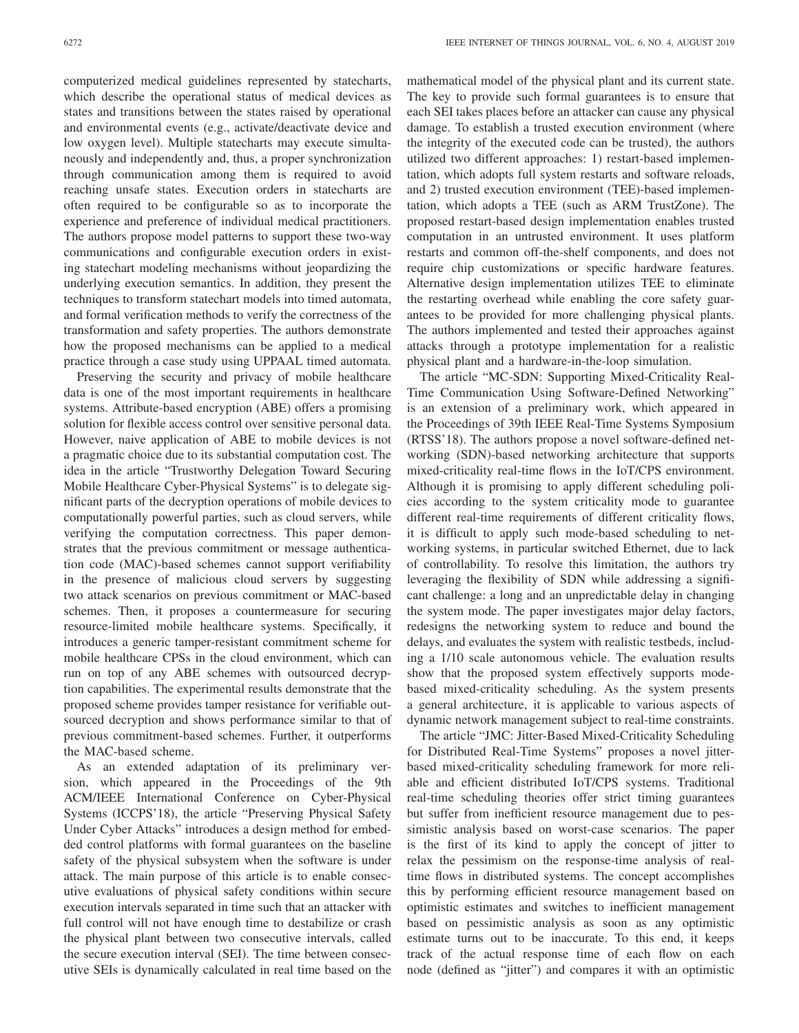computerized medical guidelines represented by statecharts, which describe the operational status of medical devices as states and transitions between the states raised by operational and environmental events (e.g., activate/deactivate device and low oxygen level). Multiple statecharts may execute simultaneously and independently and, thus, a proper synchronization through communication among them is required to avoid reaching unsafe states. Execution orders in statecharts are often required to be configurable so as to incorporate the experience and preference of individual medical practitioners. The authors propose model patterns to support these two-way communications and configurable execution orders in existing statechart modeling mechanisms without jeopardizing the underlying execution semantics. In addition, they present the techniques to transform statechart models into timed automata, and formal verification methods to verify the correctness of the transformation and safety properties. The authors demonstrate how the proposed mechanisms can be applied to a medical practice through a case study using UPPAAL timed automata.

Preserving the security and privacy of mobile healthcare data is one of the most important requirements in healthcare systems. Attribute-based encryption (ABE) offers a promising solution for flexible access control over sensitive personal data. However, naive application of ABE to mobile devices is not a pragmatic choice due to its substantial computation cost. The idea in the article "Trustworthy Delegation Toward Securing Mobile Healthcare Cyber-Physical Systems" is to delegate significant parts of the decryption operations of mobile devices to computationally powerful parties, such as cloud servers, while verifying the computation correctness. This paper demonstrates that the previous commitment or message authentication code (MAC)-based schemes cannot support verifiability in the presence of malicious cloud servers by suggesting two attack scenarios on previous commitment or MAC-based schemes. Then, it proposes a countermeasure for securing resource-limited mobile healthcare systems. Specifically, it introduces a generic tamper-resistant commitment scheme for mobile healthcare CPSs in the cloud environment, which can run on top of any ABE schemes with outsourced decryption capabilities. The experimental results demonstrate that the proposed scheme provides tamper resistance for verifiable outsourced decryption and shows performance similar to that of previous commitment-based schemes. Further, it outperforms the MAC-based scheme.

As an extended adaptation of its preliminary version, which appeared in the Proceedings of the 9th ACM/IEEE International Conference on Cyber-Physical Systems (ICCPS'18), the article "Preserving Physical Safety Under Cyber Attacks" introduces a design method for embedded control platforms with formal guarantees on the baseline safety of the physical subsystem when the software is under attack. The main purpose of this article is to enable consecutive evaluations of physical safety conditions within secure execution intervals separated in time such that an attacker with full control will not have enough time to destabilize or crash the physical plant between two consecutive intervals, called the secure execution interval (SEI). The time between consecutive SEIs is dynamically calculated in real time based on the mathematical model of the physical plant and its current state. The key to provide such formal guarantees is to ensure that each SEI takes places before an attacker can cause any physical damage. To establish a trusted execution environment (where the integrity of the executed code can be trusted), the authors utilized two different approaches: 1) restart-based implementation, which adopts full system restarts and software reloads, and 2) trusted execution environment (TEE)-based implementation, which adopts a TEE (such as ARM TrustZone). The proposed restart-based design implementation enables trusted computation in an untrusted environment. It uses platform restarts and common off-the-shelf components, and does not require chip customizations or specific hardware features. Alternative design implementation utilizes TEE to eliminate the restarting overhead while enabling the core safety guarantees to be provided for more challenging physical plants. The authors implemented and tested their approaches against attacks through a prototype implementation for a realistic physical plant and a hardware-in-the-loop simulation.

The article "MC-SDN: Supporting Mixed-Criticality Real-Time Communication Using Software-Defined Networking" is an extension of a preliminary work, which appeared in the Proceedings of 39th IEEE Real-Time Systems Symposium (RTSS'18). The authors propose a novel software-defined networking (SDN)-based networking architecture that supports mixed-criticality real-time flows in the IoT/CPS environment. Although it is promising to apply different scheduling policies according to the system criticality mode to guarantee different real-time requirements of different criticality flows, it is difficult to apply such mode-based scheduling to networking systems, in particular switched Ethernet, due to lack of controllability. To resolve this limitation, the authors try leveraging the flexibility of SDN while addressing a significant challenge: a long and an unpredictable delay in changing the system mode. The paper investigates major delay factors, redesigns the networking system to reduce and bound the delays, and evaluates the system with realistic testbeds, including a 1/10 scale autonomous vehicle. The evaluation results show that the proposed system effectively supports mode-based mixed-criticality scheduling. As the system presents a general architecture, it is applicable to various aspects of dynamic network management subject to real-time constraints.

The article "JMC: Jitter-Based Mixed-Criticality Scheduling for Distributed Real-Time Systems" proposes a novel jitter-based mixed-criticality scheduling framework for more reliable and efficient distributed IoT/CPS systems. Traditional real-time scheduling theories offer strict timing guarantees but suffer from inefficient resource management due to pessimistic analysis based on worst-case scenarios. The paper is the first of its kind to apply the concept of jitter to relax the pessimism on the response-time analysis of real-time flows in distributed systems. The concept accomplishes this by performing efficient resource management based on optimistic estimates and switches to inefficient management based on pessimistic analysis as soon as any optimistic estimate turns out to be inaccurate. To this end, it keeps track of the actual response time of each flow on each node (defined as "jitter") and compares it with an optimistic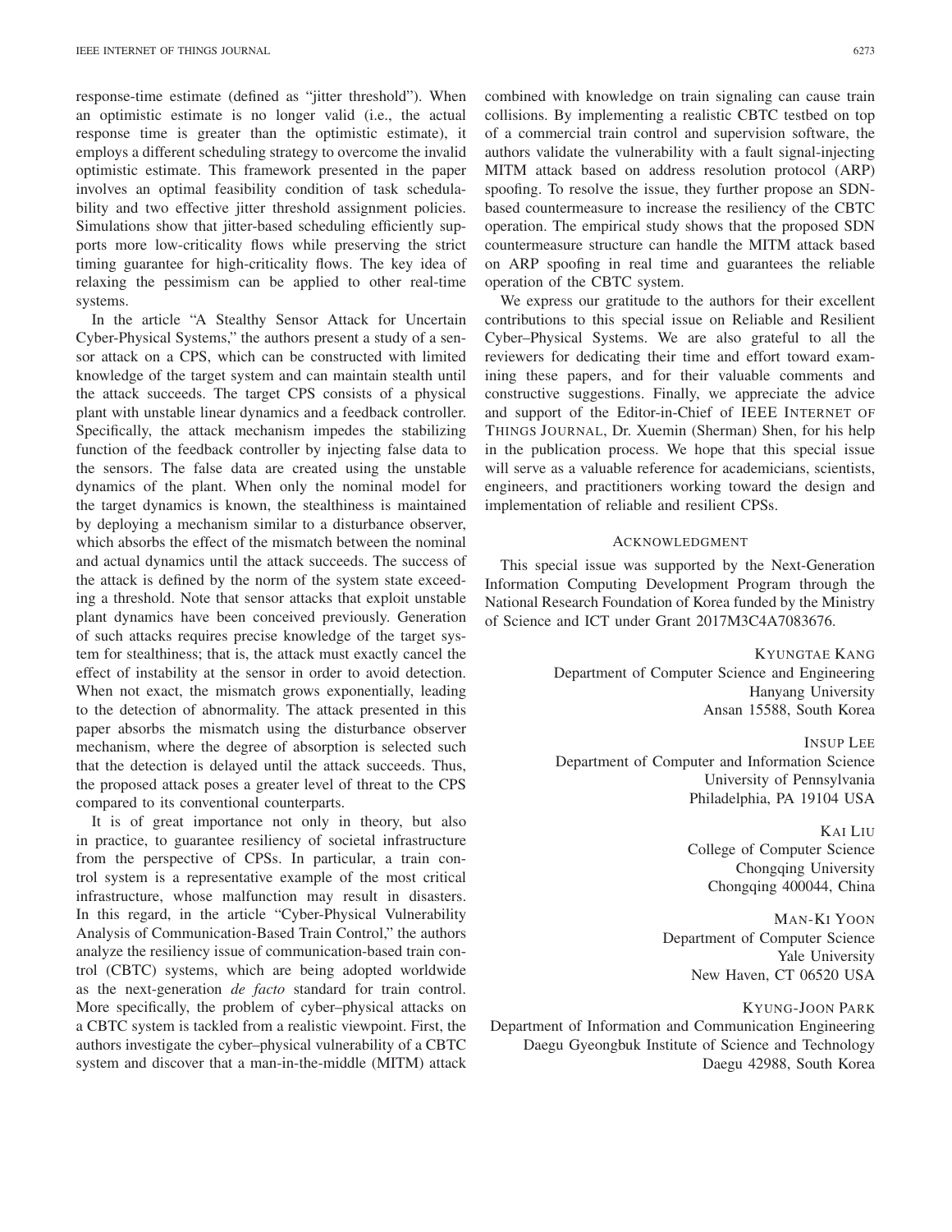response-time estimate (defined as "jitter threshold"). When an optimistic estimate is no longer valid (i.e., the actual response time is greater than the optimistic estimate), it employs a different scheduling strategy to overcome the invalid optimistic estimate. This framework presented in the paper involves an optimal feasibility condition of task schedulability and two effective jitter threshold assignment policies. Simulations show that jitter-based scheduling efficiently supports more low-criticality flows while preserving the strict timing guarantee for high-criticality flows. The key idea of relaxing the pessimism can be applied to other real-time systems.

In the article "A Stealthy Sensor Attack for Uncertain Cyber-Physical Systems," the authors present a study of a sensor attack on a CPS, which can be constructed with limited knowledge of the target system and can maintain stealth until the attack succeeds. The target CPS consists of a physical plant with unstable linear dynamics and a feedback controller. Specifically, the attack mechanism impedes the stabilizing function of the feedback controller by injecting false data to the sensors. The false data are created using the unstable dynamics of the plant. When only the nominal model for the target dynamics is known, the stealthiness is maintained by deploying a mechanism similar to a disturbance observer, which absorbs the effect of the mismatch between the nominal and actual dynamics until the attack succeeds. The success of the attack is defined by the norm of the system state exceeding a threshold. Note that sensor attacks that exploit unstable plant dynamics have been conceived previously. Generation of such attacks requires precise knowledge of the target system for stealthiness; that is, the attack must exactly cancel the effect of instability at the sensor in order to avoid detection. When not exact, the mismatch grows exponentially, leading to the detection of abnormality. The attack presented in this paper absorbs the mismatch using the disturbance observer mechanism, where the degree of absorption is selected such that the detection is delayed until the attack succeeds. Thus, the proposed attack poses a greater level of threat to the CPS compared to its conventional counterparts.

It is of great importance not only in theory, but also in practice, to guarantee resiliency of societal infrastructure from the perspective of CPSs. In particular, a train control system is a representative example of the most critical infrastructure, whose malfunction may result in disasters. In this regard, in the article "Cyber-Physical Vulnerability Analysis of Communication-Based Train Control," the authors analyze the resiliency issue of communication-based train control (CBTC) systems, which are being adopted worldwide as the next-generation *de facto* standard for train control. More specifically, the problem of cyber–physical attacks on a CBTC system is tackled from a realistic viewpoint. First, the authors investigate the cyber–physical vulnerability of a CBTC system and discover that a man-in-the-middle (MITM) attack combined with knowledge on train signaling can cause train collisions. By implementing a realistic CBTC testbed on top of a commercial train control and supervision software, the authors validate the vulnerability with a fault signal-injecting MITM attack based on address resolution protocol (ARP) spoofing. To resolve the issue, they further propose an SDN-based countermeasure to increase the resiliency of the CBTC operation. The empirical study shows that the proposed SDN countermeasure structure can handle the MITM attack based on ARP spoofing in real time and guarantees the reliable operation of the CBTC system.

We express our gratitude to the authors for their excellent contributions to this special issue on Reliable and Resilient Cyber–Physical Systems. We are also grateful to all the reviewers for dedicating their time and effort toward examining these papers, and for their valuable comments and constructive suggestions. Finally, we appreciate the advice and support of the Editor-in-Chief of IEEE Internet of Things Journal, Dr. Xuemin (Sherman) Shen, for his help in the publication process. We hope that this special issue will serve as a valuable reference for academicians, scientists, engineers, and practitioners working toward the design and implementation of reliable and resilient CPSs.

## Acknowledgment

This special issue was supported by the Next-Generation Information Computing Development Program through the National Research Foundation of Korea funded by the Ministry of Science and ICT under Grant 2017M3C4A7083676.

Kyungtae Kang
Department of Computer Science and Engineering
Hanyang University
Ansan 15588, South Korea

Insup Lee
Department of Computer and Information Science
University of Pennsylvania
Philadelphia, PA 19104 USA

Kai Liu
College of Computer Science
Chongqing University
Chongqing 400044, China

Man-Ki Yoon
Department of Computer Science
Yale University
New Haven, CT 06520 USA

Kyung-Joon Park
Department of Information and Communication Engineering
Daegu Gyeongbuk Institute of Science and Technology
Daegu 42988, South Korea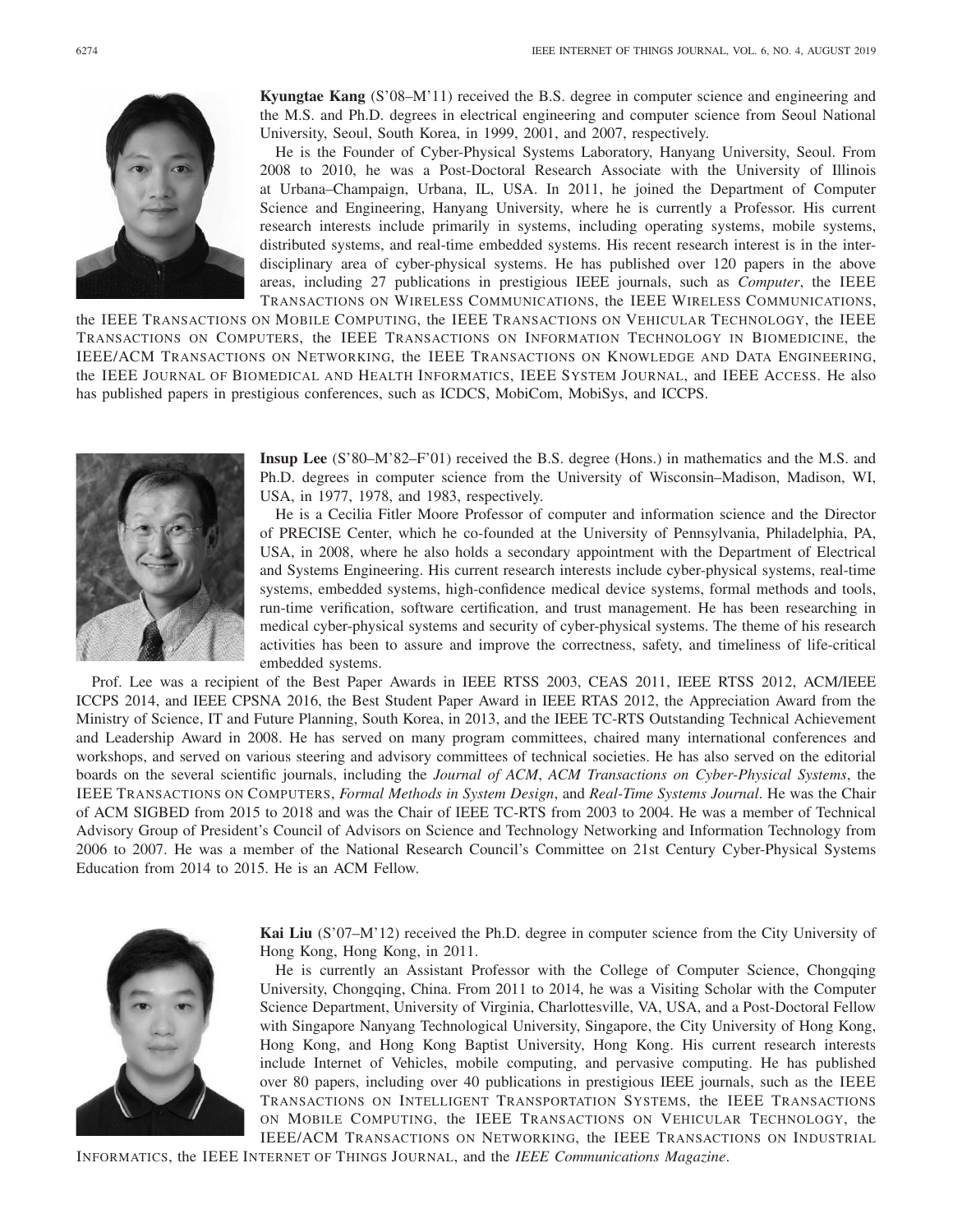**Kyungtae Kang** (S'08–M'11) received the B.S. degree in computer science and engineering and the M.S. and Ph.D. degrees in electrical engineering and computer science from Seoul National University, Seoul, South Korea, in 1999, 2001, and 2007, respectively.

He is the Founder of Cyber-Physical Systems Laboratory, Hanyang University, Seoul. From 2008 to 2010, he was a Post-Doctoral Research Associate with the University of Illinois at Urbana–Champaign, Urbana, IL, USA. In 2011, he joined the Department of Computer Science and Engineering, Hanyang University, where he is currently a Professor. His current research interests include primarily in systems, including operating systems, mobile systems, distributed systems, and real-time embedded systems. His recent research interest is in the interdisciplinary area of cyber-physical systems. He has published over 120 papers in the above areas, including 27 publications in prestigious IEEE journals, such as *Computer*, the IEEE TRANSACTIONS ON WIRELESS COMMUNICATIONS, the IEEE WIRELESS COMMUNICATIONS, the IEEE TRANSACTIONS ON MOBILE COMPUTING, the IEEE TRANSACTIONS ON VEHICULAR TECHNOLOGY, the IEEE TRANSACTIONS ON COMPUTERS, the IEEE TRANSACTIONS ON INFORMATION TECHNOLOGY IN BIOMEDICINE, the IEEE/ACM TRANSACTIONS ON NETWORKING, the IEEE TRANSACTIONS ON KNOWLEDGE AND DATA ENGINEERING, the IEEE JOURNAL OF BIOMEDICAL AND HEALTH INFORMATICS, IEEE SYSTEM JOURNAL, and IEEE ACCESS. He also has published papers in prestigious conferences, such as ICDCS, MobiCom, MobiSys, and ICCPS.

**Insup Lee** (S'80–M'82–F'01) received the B.S. degree (Hons.) in mathematics and the M.S. and Ph.D. degrees in computer science from the University of Wisconsin–Madison, Madison, WI, USA, in 1977, 1978, and 1983, respectively.

He is a Cecilia Fitler Moore Professor of computer and information science and the Director of PRECISE Center, which he co-founded at the University of Pennsylvania, Philadelphia, PA, USA, in 2008, where he also holds a secondary appointment with the Department of Electrical and Systems Engineering. His current research interests include cyber-physical systems, real-time systems, embedded systems, high-confidence medical device systems, formal methods and tools, run-time verification, software certification, and trust management. He has been researching in medical cyber-physical systems and security of cyber-physical systems. The theme of his research activities has been to assure and improve the correctness, safety, and timeliness of life-critical embedded systems.

Prof. Lee was a recipient of the Best Paper Awards in IEEE RTSS 2003, CEAS 2011, IEEE RTSS 2012, ACM/IEEE ICCPS 2014, and IEEE CPSNA 2016, the Best Student Paper Award in IEEE RTAS 2012, the Appreciation Award from the Ministry of Science, IT and Future Planning, South Korea, in 2013, and the IEEE TC-RTS Outstanding Technical Achievement and Leadership Award in 2008. He has served on many program committees, chaired many international conferences and workshops, and served on various steering and advisory committees of technical societies. He has also served on the editorial boards on the several scientific journals, including the *Journal of ACM*, *ACM Transactions on Cyber-Physical Systems*, the IEEE TRANSACTIONS ON COMPUTERS, *Formal Methods in System Design*, and *Real-Time Systems Journal*. He was the Chair of ACM SIGBED from 2015 to 2018 and was the Chair of IEEE TC-RTS from 2003 to 2004. He was a member of Technical Advisory Group of President's Council of Advisors on Science and Technology Networking and Information Technology from 2006 to 2007. He was a member of the National Research Council's Committee on 21st Century Cyber-Physical Systems Education from 2014 to 2015. He is an ACM Fellow.

**Kai Liu** (S'07–M'12) received the Ph.D. degree in computer science from the City University of Hong Kong, Hong Kong, in 2011.

He is currently an Assistant Professor with the College of Computer Science, Chongqing University, Chongqing, China. From 2011 to 2014, he was a Visiting Scholar with the Computer Science Department, University of Virginia, Charlottesville, VA, USA, and a Post-Doctoral Fellow with Singapore Nanyang Technological University, Singapore, the City University of Hong Kong, Hong Kong, and Hong Kong Baptist University, Hong Kong. His current research interests include Internet of Vehicles, mobile computing, and pervasive computing. He has published over 80 papers, including over 40 publications in prestigious IEEE journals, such as the IEEE TRANSACTIONS ON INTELLIGENT TRANSPORTATION SYSTEMS, the IEEE TRANSACTIONS ON MOBILE COMPUTING, the IEEE TRANSACTIONS ON VEHICULAR TECHNOLOGY, the IEEE/ACM TRANSACTIONS ON NETWORKING, the IEEE TRANSACTIONS ON INDUSTRIAL INFORMATICS, the IEEE INTERNET OF THINGS JOURNAL, and the *IEEE Communications Magazine*.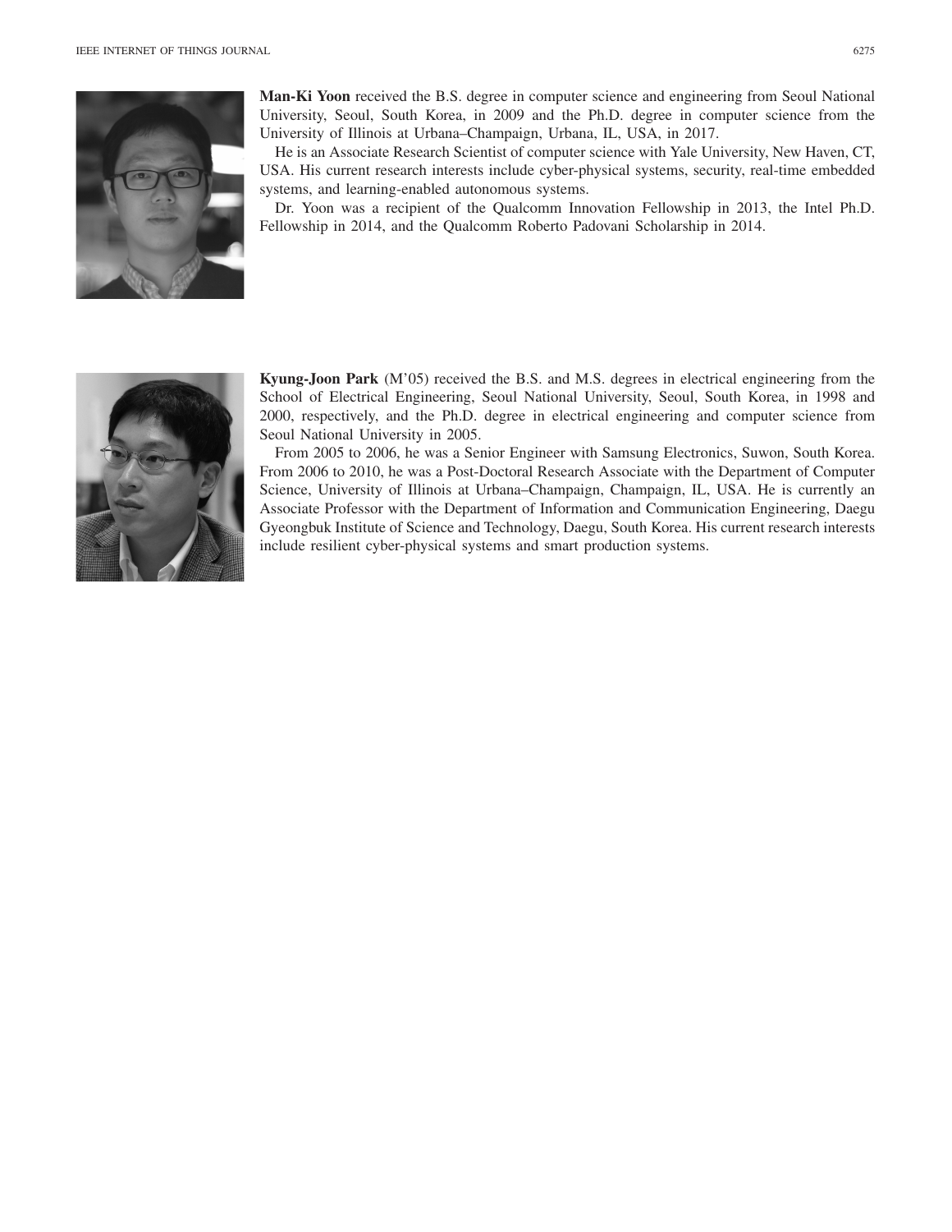**Man-Ki Yoon** received the B.S. degree in computer science and engineering from Seoul National University, Seoul, South Korea, in 2009 and the Ph.D. degree in computer science from the University of Illinois at Urbana–Champaign, Urbana, IL, USA, in 2017.

He is an Associate Research Scientist of computer science with Yale University, New Haven, CT, USA. His current research interests include cyber-physical systems, security, real-time embedded systems, and learning-enabled autonomous systems.

Dr. Yoon was a recipient of the Qualcomm Innovation Fellowship in 2013, the Intel Ph.D. Fellowship in 2014, and the Qualcomm Roberto Padovani Scholarship in 2014.

**Kyung-Joon Park** (M'05) received the B.S. and M.S. degrees in electrical engineering from the School of Electrical Engineering, Seoul National University, Seoul, South Korea, in 1998 and 2000, respectively, and the Ph.D. degree in electrical engineering and computer science from Seoul National University in 2005.

From 2005 to 2006, he was a Senior Engineer with Samsung Electronics, Suwon, South Korea. From 2006 to 2010, he was a Post-Doctoral Research Associate with the Department of Computer Science, University of Illinois at Urbana–Champaign, Champaign, IL, USA. He is currently an Associate Professor with the Department of Information and Communication Engineering, Daegu Gyeongbuk Institute of Science and Technology, Daegu, South Korea. His current research interests include resilient cyber-physical systems and smart production systems.